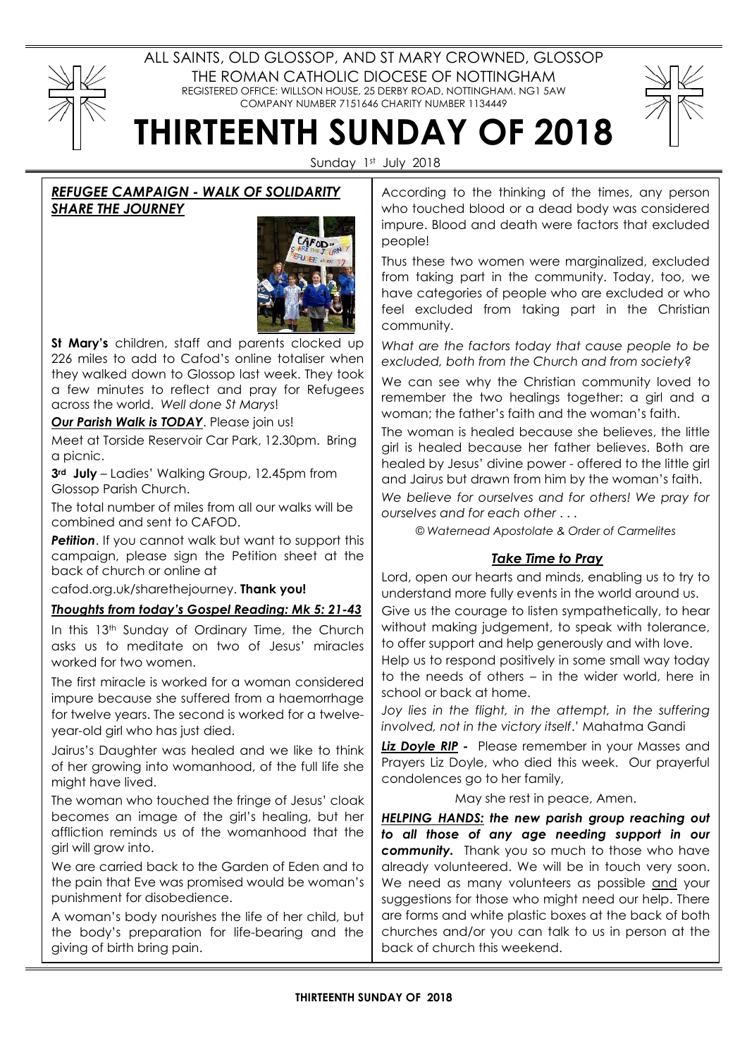ALL SAINTS, OLD GLOSSOP, AND ST MARY CROWNED, GLOSSOP

THE ROMAN CATHOLIC DIOCESE OF NOTTINGHAM

REGISTERED OFFICE: WILLSON HOUSE, 25 DERBY ROAD, NOTTINGHAM. NG1 5AW

COMPANY NUMBER 7151646 CHARITY NUMBER 1134449

# THIRTEENTH SUNDAY OF 2018

Sunday 1st July 2018

## *REFUGEE CAMPAIGN - WALK OF SOLIDARITY SHARE THE JOURNEY*

**St Mary's** children, staff and parents clocked up 226 miles to add to Cafod's online totaliser when they walked down to Glossop last week. They took a few minutes to reflect and pray for Refugees across the world. *Well done St Marys*!

***Our Parish Walk is TODAY***. Please join us!

Meet at Torside Reservoir Car Park, 12.30pm. Bring a picnic.

**3rd July** – Ladies' Walking Group, 12.45pm from Glossop Parish Church.

The total number of miles from all our walks will be combined and sent to CAFOD.

***Petition***. If you cannot walk but want to support this campaign, please sign the Petition sheet at the back of church or online at

cafod.org.uk/sharethejourney. **Thank you!**

## *Thoughts from today's Gospel Reading: Mk 5: 21-43*

In this 13th Sunday of Ordinary Time, the Church asks us to meditate on two of Jesus' miracles worked for two women.

The first miracle is worked for a woman considered impure because she suffered from a haemorrhage for twelve years. The second is worked for a twelve-year-old girl who has just died.

Jairus's Daughter was healed and we like to think of her growing into womanhood, of the full life she might have lived.

The woman who touched the fringe of Jesus' cloak becomes an image of the girl's healing, but her affliction reminds us of the womanhood that the girl will grow into.

We are carried back to the Garden of Eden and to the pain that Eve was promised would be woman's punishment for disobedience.

A woman's body nourishes the life of her child, but the body's preparation for life-bearing and the giving of birth bring pain.

According to the thinking of the times, any person who touched blood or a dead body was considered impure. Blood and death were factors that excluded people!

Thus these two women were marginalized, excluded from taking part in the community. Today, too, we have categories of people who are excluded or who feel excluded from taking part in the Christian community.

*What are the factors today that cause people to be excluded, both from the Church and from society*?

We can see why the Christian community loved to remember the two healings together: a girl and a woman; the father's faith and the woman's faith.

The woman is healed because she believes, the little girl is healed because her father believes. Both are healed by Jesus' divine power - offered to the little girl and Jairus but drawn from him by the woman's faith.

*We believe for ourselves and for others! We pray for ourselves and for each other . . .*

*© Waternead Apostolate & Order of Carmelites*

## *Take Time to Pray*

Lord, open our hearts and minds, enabling us to try to understand more fully events in the world around us.

Give us the courage to listen sympathetically, to hear without making judgement, to speak with tolerance, to offer support and help generously and with love.

Help us to respond positively in some small way today to the needs of others – in the wider world, here in school or back at home.

*Joy lies in the flight, in the attempt, in the suffering involved, not in the victory itself*.' Mahatma Gandi

***Liz Doyle RIP*** - Please remember in your Masses and Prayers Liz Doyle, who died this week. Our prayerful condolences go to her family,

May she rest in peace, Amen.

***HELPING HANDS: the new parish group reaching out to all those of any age needing support in our community.*** Thank you so much to those who have already volunteered. We will be in touch very soon. We need as many volunteers as possible and your suggestions for those who might need our help. There are forms and white plastic boxes at the back of both churches and/or you can talk to us in person at the back of church this weekend.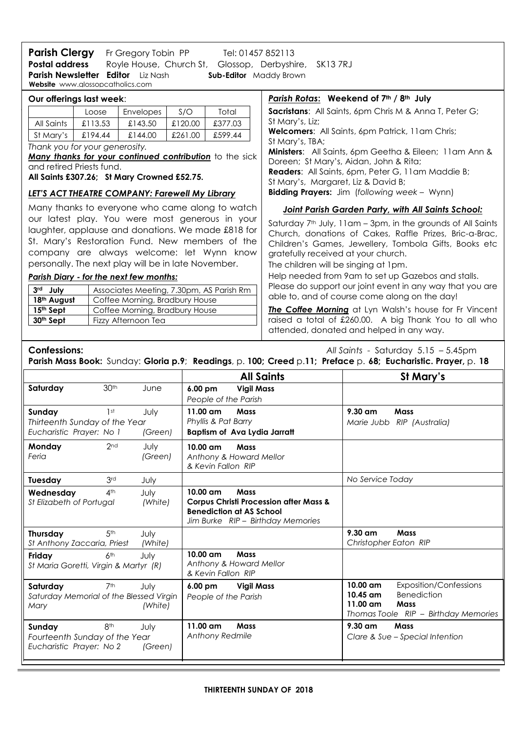**Parish Clergy** Fr Gregory Tobin PP Tel: 01457 852113
**Postal address** Royle House, Church St, Glossop, Derbyshire, SK13 7RJ
**Parish Newsletter Editor** Liz Nash **Sub-Editor** Maddy Brown
**Website** www.glossopcatholics.com

**Our offerings last week**:

| | Loose | Envelopes | S/O | Total |
|---|---|---|---|---|
| All Saints | £113.53 | £143.50 | £120.00 | £377.03 |
| St Mary's | £194.44 | £144.00 | £261.00 | £599.44 |

*Thank you for your generosity.*

***Many thanks for your continued contribution*** to the sick and retired Priests fund.
**All Saints £307.26; St Mary Crowned £52.75.**

***LET'S ACT THEATRE COMPANY: Farewell My Library***

Many thanks to everyone who came along to watch our latest play. You were most generous in your laughter, applause and donations. We made £818 for St. Mary's Restoration Fund. New members of the company are always welcome: let Wynn know personally. The next play will be in late November.

***Parish Diary - for the next few months:***

| | |
|---|---|
| **3rd July** | Associates Meeting, 7.30pm, AS Parish Rm |
| **18th August** | Coffee Morning, Bradbury House |
| **15th Sept** | Coffee Morning, Bradbury House |
| **30th Sept** | Fizzy Afternoon Tea |

***Parish Rotas*: Weekend of 7th / 8th July**

**Sacristans**: All Saints, 6pm Chris M & Anna T, Peter G; St Mary's, Liz;
**Welcomers**: All Saints, 6pm Patrick, 11am Chris; St Mary's, TBA;
**Ministers**: All Saints, 6pm Geetha & Eileen; 11am Ann & Doreen; St Mary's, Aidan, John & Rita;
**Readers**: All Saints, 6pm, Peter G, 11am Maddie B; St Mary's, Margaret, Liz & David B;
**Bidding Prayers:** Jim (*following week* – Wynn)

***Joint Parish Garden Party, with All Saints School:***

Saturday 7th July, 11am – 3pm, in the grounds of All Saints Church, donations of Cakes, Raffle Prizes, Bric-a-Brac, Children's Games, Jewellery, Tombola Gifts, Books etc gratefully received at your church.
The children will be singing at 1pm.
Help needed from 9am to set up Gazebos and stalls.
Please do support our joint event in any way that you are able to, and of course come along on the day!

***The Coffee Morning*** at Lyn Walsh's house for Fr Vincent raised a total of £260.00. A big Thank You to all who attended, donated and helped in any way.

**Confessions:** *All Saints* - Saturday 5.15 – 5.45pm

**Parish Mass Book:** Sunday: **Gloria p.9**; **Readings**, p. **100; Creed** p.**11; Preface** p. **68; Eucharistic. Prayer,** p. **18**

| | **All Saints** | **St Mary's** |
|---|---|---|
| **Saturday** 30th June | **6.00 pm Vigil Mass**<br>*People of the Parish* | |
| **Sunday** 1st July<br>*Thirteenth Sunday of the Year*<br>*Eucharistic Prayer: No 1 (Green)* | **11.00 am Mass**<br>*Phyllis & Pat Barry*<br>**Baptism of Ava Lydia Jarratt** | **9.30 am Mass**<br>*Marie Jubb RIP (Australia)* |
| **Monday** 2nd July<br>*Feria (Green)* | **10.00 am Mass**<br>*Anthony & Howard Mellor & Kevin Fallon RIP* | |
| **Tuesday** 3rd July | | *No Service Today* |
| **Wednesday** 4th July<br>*St Elizabeth of Portugal (White)* | **10.00 am Mass**<br>**Corpus Christi Procession after Mass & Benediction at AS School**<br>*Jim Burke RIP – Birthday Memories* | |
| **Thursday** 5th July<br>*St Anthony Zaccaria, Priest (White)* | | **9.30 am Mass**<br>*Christopher Eaton RIP* |
| **Friday** 6th July<br>*St Maria Goretti, Virgin & Martyr (R)* | **10.00 am Mass**<br>*Anthony & Howard Mellor & Kevin Fallon RIP* | |
| **Saturday** 7th July<br>*Saturday Memorial of the Blessed Virgin Mary (White)* | **6.00 pm Vigil Mass**<br>*People of the Parish* | **10.00 am** Exposition/Confessions<br>**10.45 am** Benediction<br>**11.00 am Mass**<br>*Thomas Toole RIP – Birthday Memories* |
| **Sunday** 8th July<br>*Fourteenth Sunday of the Year*<br>*Eucharistic Prayer: No 2 (Green)* | **11.00 am Mass**<br>*Anthony Redmile* | **9.30 am Mass**<br>*Clare & Sue – Special Intention* |

**THIRTEENTH SUNDAY OF 2018**